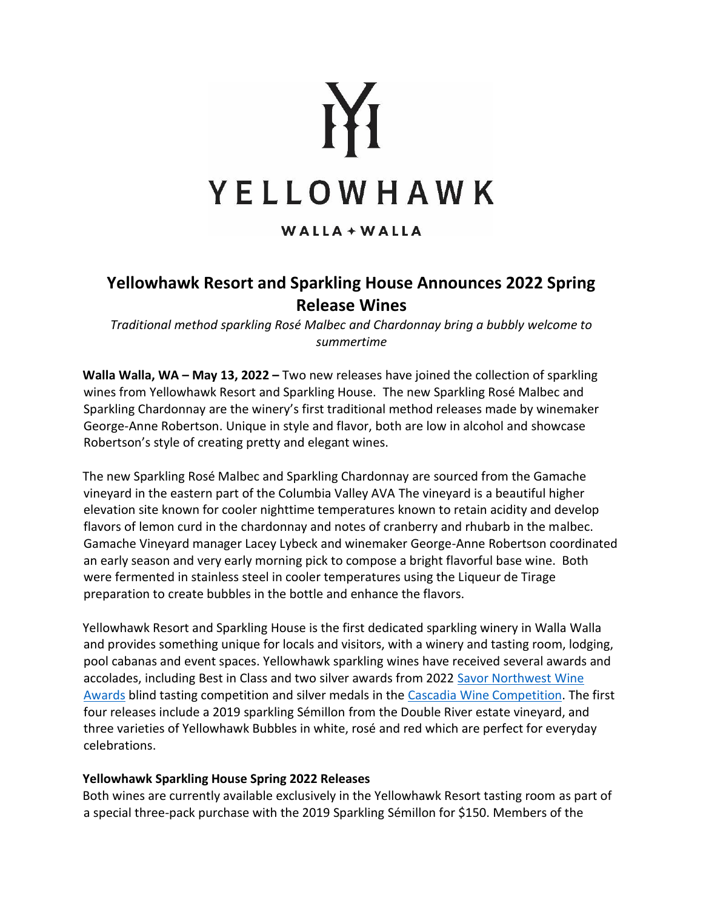YELLOWHAWK

WALLA + WALLA

# Yellowhawk Resort and Sparkling House Announces 2022 Spring Release Wines

*Traditional method sparkling Rosé Malbec and Chardonnay bring a bubbly welcome to summertime*

**Walla Walla, WA – May 13, 2022 –** Two new releases have joined the collection of sparkling wines from Yellowhawk Resort and Sparkling House. The new Sparkling Rosé Malbec and Sparkling Chardonnay are the winery's first traditional method releases made by winemaker George-Anne Robertson. Unique in style and flavor, both are low in alcohol and showcase Robertson's style of creating pretty and elegant wines.

The new Sparkling Rosé Malbec and Sparkling Chardonnay are sourced from the Gamache vineyard in the eastern part of the Columbia Valley AVA The vineyard is a beautiful higher elevation site known for cooler nighttime temperatures known to retain acidity and develop flavors of lemon curd in the chardonnay and notes of cranberry and rhubarb in the malbec. Gamache Vineyard manager Lacey Lybeck and winemaker George-Anne Robertson coordinated an early season and very early morning pick to compose a bright flavorful base wine. Both were fermented in stainless steel in cooler temperatures using the Liqueur de Tirage preparation to create bubbles in the bottle and enhance the flavors.

Yellowhawk Resort and Sparkling House is the first dedicated sparkling winery in Walla Walla and provides something unique for locals and visitors, with a winery and tasting room, lodging, pool cabanas and event spaces. Yellowhawk sparkling wines have received several awards and accolades, including Best in Class and two silver awards from 2022 Savor Northwest Wine Awards blind tasting competition and silver medals in the Cascadia Wine Competition. The first four releases include a 2019 sparkling Sémillon from the Double River estate vineyard, and three varieties of Yellowhawk Bubbles in white, rosé and red which are perfect for everyday celebrations.

**Yellowhawk Sparkling House Spring 2022 Releases**

Both wines are currently available exclusively in the Yellowhawk Resort tasting room as part of a special three-pack purchase with the 2019 Sparkling Sémillon for $150. Members of the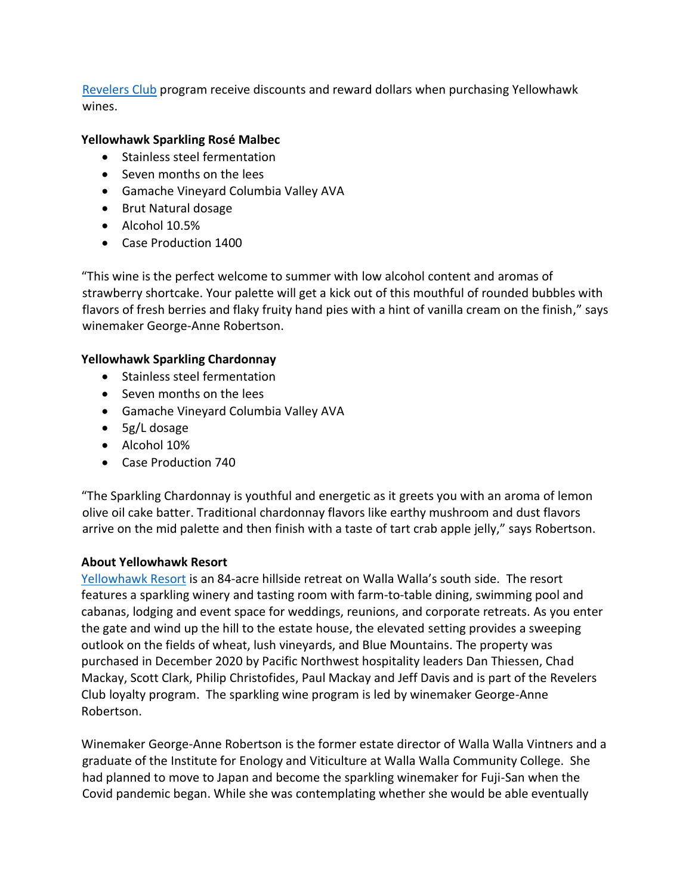[Revelers Club](#) program receive discounts and reward dollars when purchasing Yellowhawk wines.

**Yellowhawk Sparkling Rosé Malbec**

- Stainless steel fermentation
- Seven months on the lees
- Gamache Vineyard Columbia Valley AVA
- Brut Natural dosage
- Alcohol 10.5%
- Case Production 1400

"This wine is the perfect welcome to summer with low alcohol content and aromas of strawberry shortcake. Your palette will get a kick out of this mouthful of rounded bubbles with flavors of fresh berries and flaky fruity hand pies with a hint of vanilla cream on the finish," says winemaker George-Anne Robertson.

**Yellowhawk Sparkling Chardonnay**

- Stainless steel fermentation
- Seven months on the lees
- Gamache Vineyard Columbia Valley AVA
- 5g/L dosage
- Alcohol 10%
- Case Production 740

"The Sparkling Chardonnay is youthful and energetic as it greets you with an aroma of lemon olive oil cake batter. Traditional chardonnay flavors like earthy mushroom and dust flavors arrive on the mid palette and then finish with a taste of tart crab apple jelly," says Robertson.

**About Yellowhawk Resort**

[Yellowhawk Resort](#) is an 84-acre hillside retreat on Walla Walla's south side. The resort features a sparkling winery and tasting room with farm-to-table dining, swimming pool and cabanas, lodging and event space for weddings, reunions, and corporate retreats. As you enter the gate and wind up the hill to the estate house, the elevated setting provides a sweeping outlook on the fields of wheat, lush vineyards, and Blue Mountains. The property was purchased in December 2020 by Pacific Northwest hospitality leaders Dan Thiessen, Chad Mackay, Scott Clark, Philip Christofides, Paul Mackay and Jeff Davis and is part of the Revelers Club loyalty program. The sparkling wine program is led by winemaker George-Anne Robertson.

Winemaker George-Anne Robertson is the former estate director of Walla Walla Vintners and a graduate of the Institute for Enology and Viticulture at Walla Walla Community College. She had planned to move to Japan and become the sparkling winemaker for Fuji-San when the Covid pandemic began. While she was contemplating whether she would be able eventually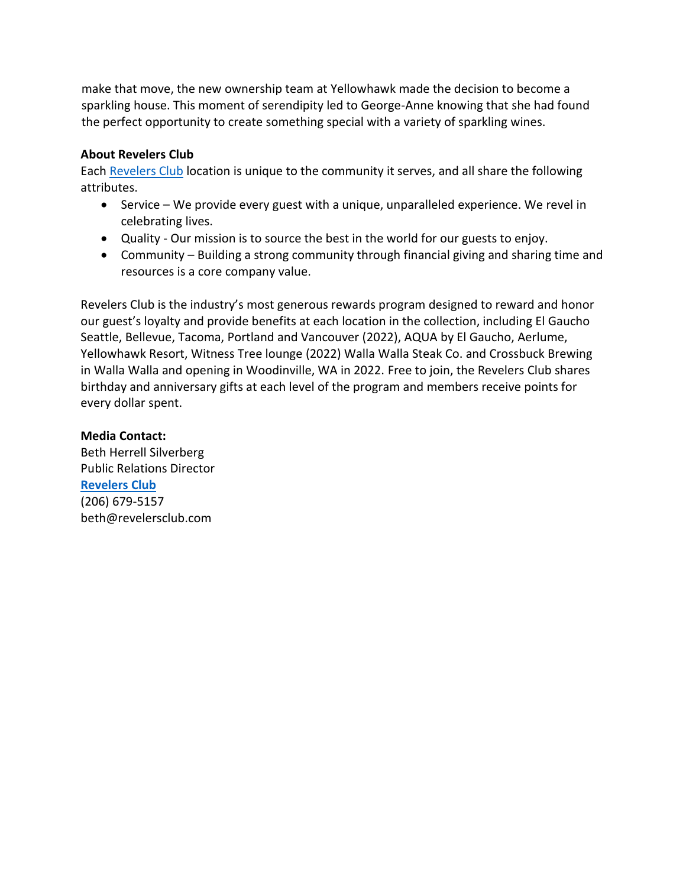make that move, the new ownership team at Yellowhawk made the decision to become a sparkling house. This moment of serendipity led to George-Anne knowing that she had found the perfect opportunity to create something special with a variety of sparkling wines.

**About Revelers Club**

Each Revelers Club location is unique to the community it serves, and all share the following attributes.

- Service – We provide every guest with a unique, unparalleled experience. We revel in celebrating lives.
- Quality - Our mission is to source the best in the world for our guests to enjoy.
- Community – Building a strong community through financial giving and sharing time and resources is a core company value.

Revelers Club is the industry's most generous rewards program designed to reward and honor our guest's loyalty and provide benefits at each location in the collection, including El Gaucho Seattle, Bellevue, Tacoma, Portland and Vancouver (2022), AQUA by El Gaucho, Aerlume, Yellowhawk Resort, Witness Tree lounge (2022) Walla Walla Steak Co. and Crossbuck Brewing in Walla Walla and opening in Woodinville, WA in 2022. Free to join, the Revelers Club shares birthday and anniversary gifts at each level of the program and members receive points for every dollar spent.

**Media Contact:**

Beth Herrell Silverberg
Public Relations Director
**Revelers Club**
(206) 679-5157
beth@revelersclub.com